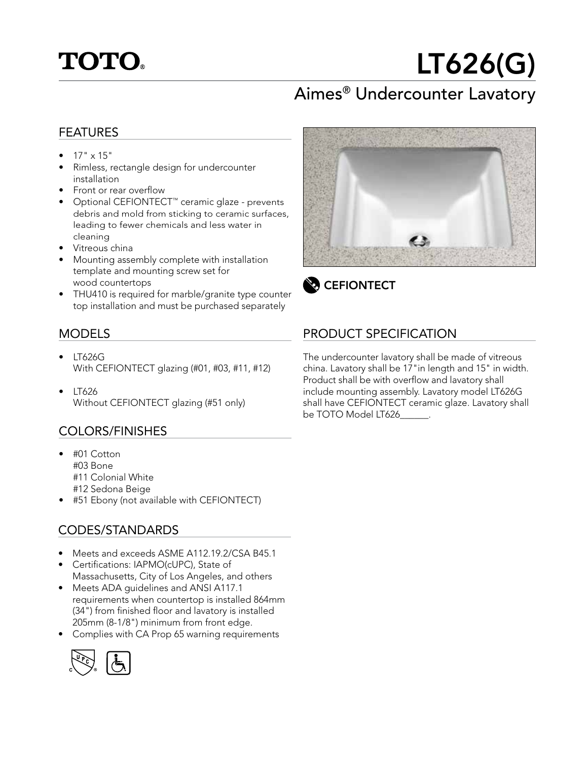# TOTO®

# LT626(G)

## Aimes® Undercounter Lavatory

### FEATURES

- 17" x 15"
- Rimless, rectangle design for undercounter installation
- Front or rear overflow
- Optional CEFIONTECT™ ceramic glaze - prevents debris and mold from sticking to ceramic surfaces, leading to fewer chemicals and less water in cleaning
- Vitreous china
- Mounting assembly complete with installation template and mounting screw set for wood countertops
- THU410 is required for marble/granite type counter top installation and must be purchased separately

CEFIONTECT

### MODELS

- LT626G
  With CEFIONTECT glazing (#01, #03, #11, #12)
- LT626
  Without CEFIONTECT glazing (#51 only)

### COLORS/FINISHES

- #01 Cotton
  #03 Bone
  #11 Colonial White
  #12 Sedona Beige
- #51 Ebony (not available with CEFIONTECT)

### CODES/STANDARDS

- Meets and exceeds ASME A112.19.2/CSA B45.1
- Certifications: IAPMO(cUPC), State of Massachusetts, City of Los Angeles, and others
- Meets ADA guidelines and ANSI A117.1 requirements when countertop is installed 864mm (34") from finished floor and lavatory is installed 205mm (8-1/8") minimum from front edge.
- Complies with CA Prop 65 warning requirements

### PRODUCT SPECIFICATION

The undercounter lavatory shall be made of vitreous china. Lavatory shall be 17"in length and 15" in width. Product shall be with overflow and lavatory shall include mounting assembly. Lavatory model LT626G shall have CEFIONTECT ceramic glaze. Lavatory shall be TOTO Model LT626______.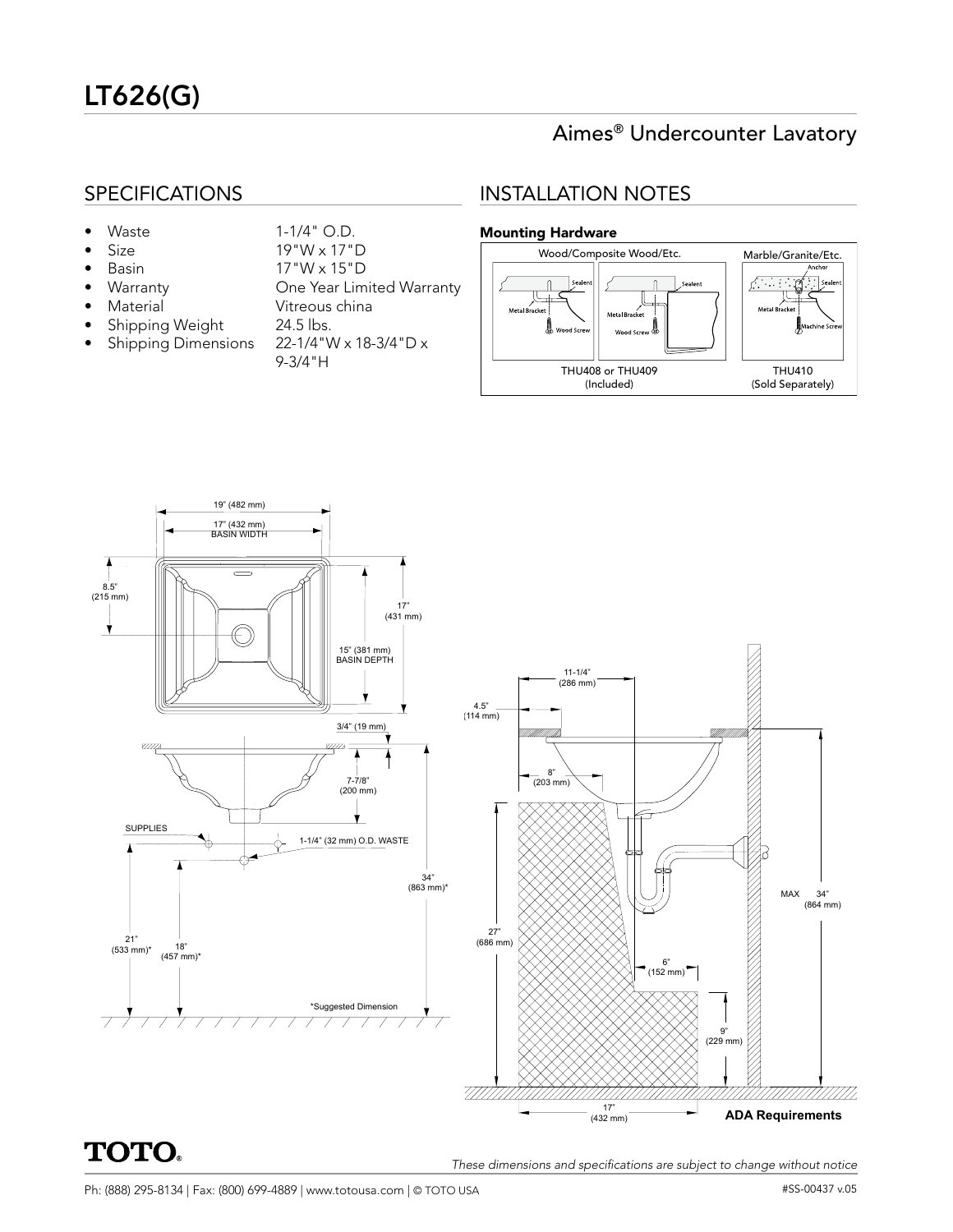# LT626(G)

## Aimes® Undercounter Lavatory

## SPECIFICATIONS

| | |
|---|---|
| • Waste | 1-1/4" O.D. |
| • Size | 19"W x 17"D |
| • Basin | 17"W x 15"D |
| • Warranty | One Year Limited Warranty |
| • Material | Vitreous china |
| • Shipping Weight | 24.5 lbs. |
| • Shipping Dimensions | 22-1/4"W x 18-3/4"D x 9-3/4"H |

## INSTALLATION NOTES

**Mounting Hardware**

Wood/Composite Wood/Etc.

Sealent
Metal Bracket
Wood Screw

THU408 or THU409
(Included)

Marble/Granite/Etc.

Anchor
Sealent
Metal Bracket
Machine Screw

THU410
(Sold Separately)

19" (482 mm)
17" (432 mm)
BASIN WIDTH
8.5"
(215 mm)
17"
(431 mm)
15" (381 mm)
BASIN DEPTH
3/4" (19 mm)
7-7/8"
(200 mm)
SUPPLIES
1-1/4" (32 mm) O.D. WASTE
34"
(863 mm)*
21"
(533 mm)*
18"
(457 mm)*
*Suggested Dimension

11-1/4"
(286 mm)
4.5"
(114 mm)
8"
(203 mm)
27"
(686 mm)
6"
(152 mm)
9"
(229 mm)
MAX 34"
(864 mm)
17"
(432 mm)
**ADA Requirements**

TOTO®

*These dimensions and specifications are subject to change without notice*

Ph: (888) 295-8134 | Fax: (800) 699-4889 | www.totousa.com | © TOTO USA

#SS-00437 v.05